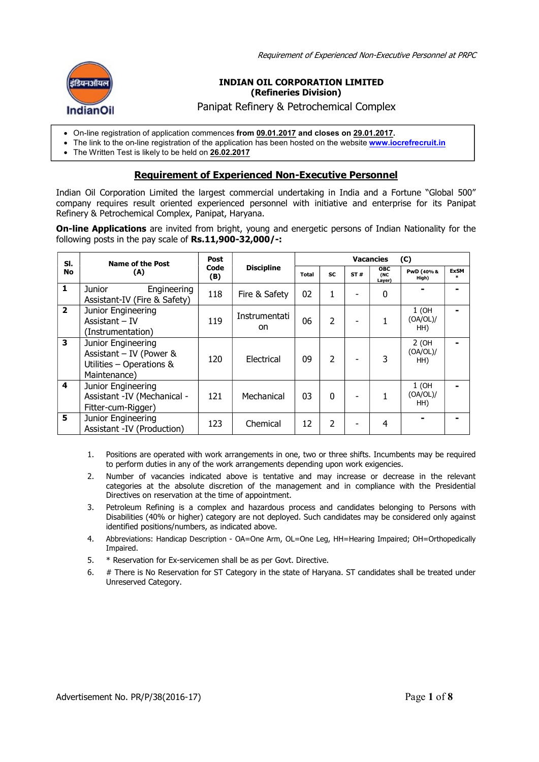**INDIAN OIL CORPORATION LIMITED**
**(Refineries Division)**

Panipat Refinery & Petrochemical Complex

- On-line registration of application commences **from 09.01.2017 and closes on 29.01.2017.**
- The link to the on-line registration of the application has been hosted on the website **www.iocrefrecruit.in**
- The Written Test is likely to be held on **26.02.2017**

## Requirement of Experienced Non-Executive Personnel

Indian Oil Corporation Limited the largest commercial undertaking in India and a Fortune "Global 500" company requires result oriented experienced personnel with initiative and enterprise for its Panipat Refinery & Petrochemical Complex, Panipat, Haryana.

**On-line Applications** are invited from bright, young and energetic persons of Indian Nationality for the following posts in the pay scale of **Rs.11,900-32,000/-:**

| Sl. No | Name of the Post (A) | Post Code (B) | Discipline | Vacancies (C) | | | | | |
|---|---|---|---|---|---|---|---|---|---|
| | | | | Total | SC | ST # | OBC (NC Layer) | PwD (40% & High) | ExSM * |
| 1 | Junior Engineering Assistant-IV (Fire & Safety) | 118 | Fire & Safety | 02 | 1 | - | 0 | - | - |
| 2 | Junior Engineering Assistant – IV (Instrumentation) | 119 | Instrumentation | 06 | 2 | - | 1 | 1 (OH (OA/OL)/ HH) | - |
| 3 | Junior Engineering Assistant – IV (Power & Utilities – Operations & Maintenance) | 120 | Electrical | 09 | 2 | - | 3 | 2 (OH (OA/OL)/ HH) | - |
| 4 | Junior Engineering Assistant -IV (Mechanical - Fitter-cum-Rigger) | 121 | Mechanical | 03 | 0 | - | 1 | 1 (OH (OA/OL)/ HH) | - |
| 5 | Junior Engineering Assistant -IV (Production) | 123 | Chemical | 12 | 2 | - | 4 | - | - |

1. Positions are operated with work arrangements in one, two or three shifts. Incumbents may be required to perform duties in any of the work arrangements depending upon work exigencies.
2. Number of vacancies indicated above is tentative and may increase or decrease in the relevant categories at the absolute discretion of the management and in compliance with the Presidential Directives on reservation at the time of appointment.
3. Petroleum Refining is a complex and hazardous process and candidates belonging to Persons with Disabilities (40% or higher) category are not deployed. Such candidates may be considered only against identified positions/numbers, as indicated above.
4. Abbreviations: Handicap Description - OA=One Arm, OL=One Leg, HH=Hearing Impaired; OH=Orthopedically Impaired.
5. * Reservation for Ex-servicemen shall be as per Govt. Directive.
6. # There is No Reservation for ST Category in the state of Haryana. ST candidates shall be treated under Unreserved Category.

Advertisement No. PR/P/38(2016-17)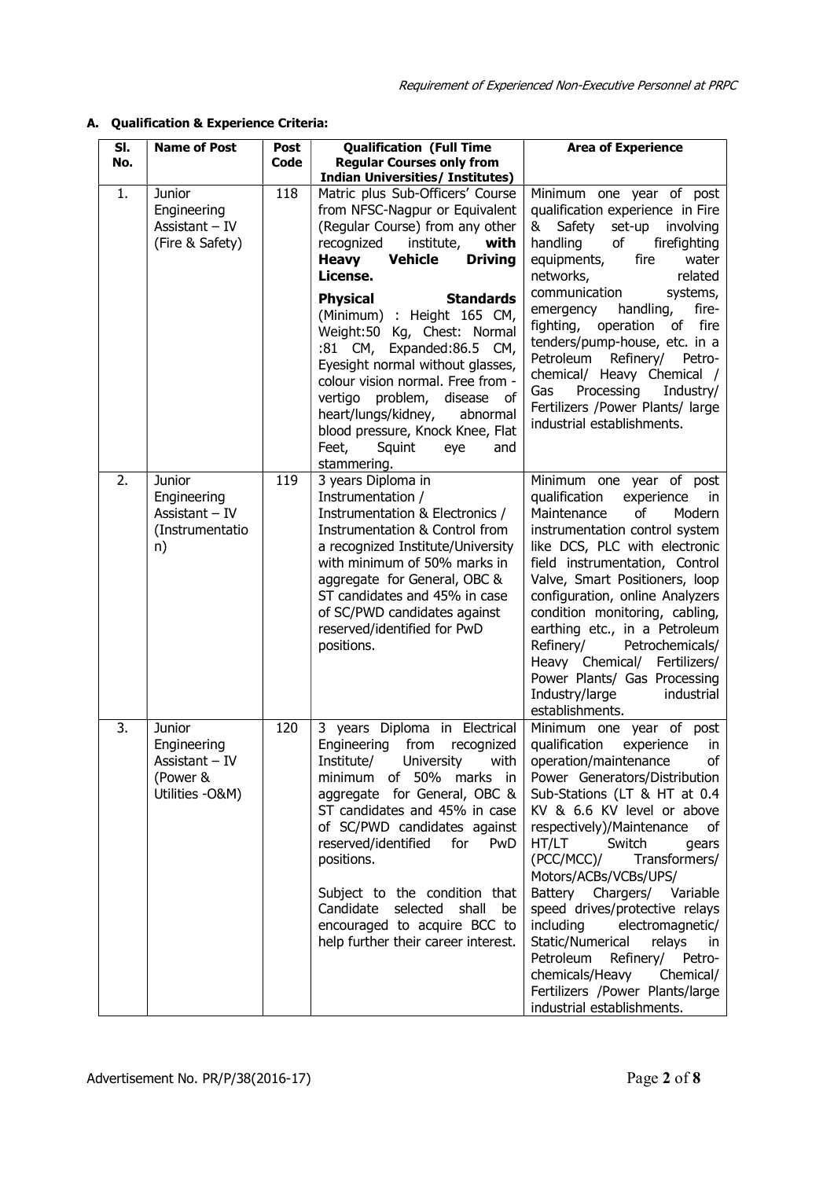## A. Qualification & Experience Criteria:

| Sl. No. | Name of Post | Post Code | Qualification (Full Time Regular Courses only from Indian Universities/ Institutes) | Area of Experience |
|---|---|---|---|---|
| 1. | Junior Engineering Assistant – IV (Fire & Safety) | 118 | Matric plus Sub-Officers' Course from NFSC-Nagpur or Equivalent (Regular Course) from any other recognized institute, **with Heavy Vehicle Driving License.** <br><br> **Physical Standards** (Minimum) : Height 165 CM, Weight:50 Kg, Chest: Normal :81 CM, Expanded:86.5 CM, Eyesight normal without glasses, colour vision normal. Free from - vertigo problem, disease of heart/lungs/kidney, abnormal blood pressure, Knock Knee, Flat Feet, Squint eye and stammering. | Minimum one year of post qualification experience in Fire & Safety set-up involving handling of firefighting equipments, fire water networks, related communication systems, emergency handling, fire-fighting, operation of fire tenders/pump-house, etc. in a Petroleum Refinery/ Petro-chemical/ Heavy Chemical / Gas Processing Industry/ Fertilizers /Power Plants/ large industrial establishments. |
| 2. | Junior Engineering Assistant – IV (Instrumentation) | 119 | 3 years Diploma in Instrumentation / Instrumentation & Electronics / Instrumentation & Control from a recognized Institute/University with minimum of 50% marks in aggregate for General, OBC & ST candidates and 45% in case of SC/PWD candidates against reserved/identified for PwD positions. | Minimum one year of post qualification experience in Maintenance of Modern instrumentation control system like DCS, PLC with electronic field instrumentation, Control Valve, Smart Positioners, loop configuration, online Analyzers condition monitoring, cabling, earthing etc., in a Petroleum Refinery/ Petrochemicals/ Heavy Chemical/ Fertilizers/ Power Plants/ Gas Processing Industry/large industrial establishments. |
| 3. | Junior Engineering Assistant – IV (Power & Utilities -O&M) | 120 | 3 years Diploma in Electrical Engineering from recognized Institute/ University with minimum of 50% marks in aggregate for General, OBC & ST candidates and 45% in case of SC/PWD candidates against reserved/identified for PwD positions. <br><br> Subject to the condition that Candidate selected shall be encouraged to acquire BCC to help further their career interest. | Minimum one year of post qualification experience in operation/maintenance of Power Generators/Distribution Sub-Stations (LT & HT at 0.4 KV & 6.6 KV level or above respectively)/Maintenance of HT/LT Switch gears (PCC/MCC)/ Transformers/ Motors/ACBs/VCBs/UPS/ Battery Chargers/ Variable speed drives/protective relays including electromagnetic/ Static/Numerical relays in Petroleum Refinery/ Petro-chemicals/Heavy Chemical/ Fertilizers /Power Plants/large industrial establishments. |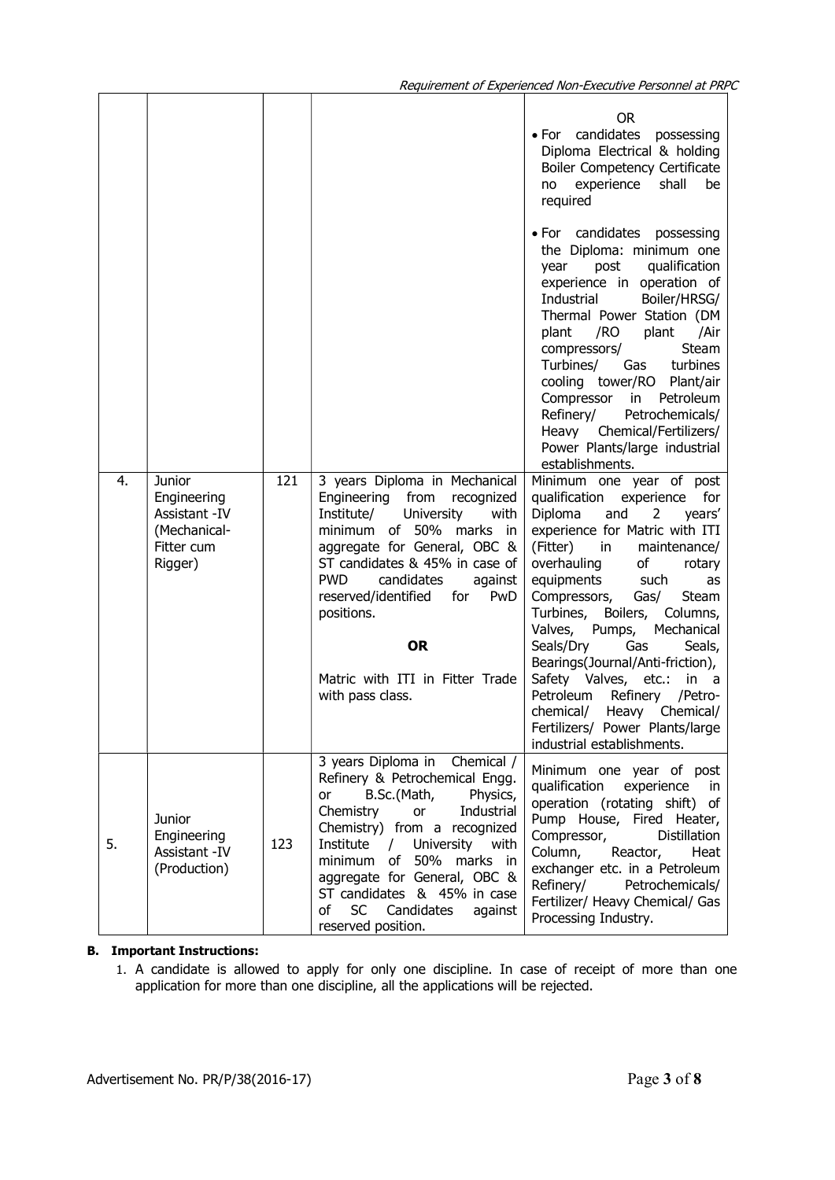| | | | | OR<br>• For candidates possessing Diploma Electrical & holding Boiler Competency Certificate no experience shall be required<br><br>• For candidates possessing the Diploma: minimum one year post qualification experience in operation of Industrial Boiler/HRSG/ Thermal Power Station (DM plant /RO plant /Air compressors/ Steam Turbines/ Gas turbines cooling tower/RO Plant/air Compressor in Petroleum Refinery/ Petrochemicals/ Heavy Chemical/Fertilizers/ Power Plants/large industrial establishments. |
|---|---|---|---|---|
| 4. | Junior Engineering Assistant -IV (Mechanical-Fitter cum Rigger) | 121 | 3 years Diploma in Mechanical Engineering from recognized Institute/ University with minimum of 50% marks in aggregate for General, OBC & ST candidates & 45% in case of PWD candidates against reserved/identified for PwD positions.<br><br>**OR**<br><br>Matric with ITI in Fitter Trade with pass class. | Minimum one year of post qualification experience for Diploma and 2 years' experience for Matric with ITI (Fitter) in maintenance/ overhauling of rotary equipments such as Compressors, Gas/ Steam Turbines, Boilers, Columns, Valves, Pumps, Mechanical Seals/Dry Gas Seals, Bearings(Journal/Anti-friction), Safety Valves, etc.: in a Petroleum Refinery /Petro-chemical/ Heavy Chemical/ Fertilizers/ Power Plants/large industrial establishments. |
| 5. | Junior Engineering Assistant -IV (Production) | 123 | 3 years Diploma in Chemical / Refinery & Petrochemical Engg. or B.Sc.(Math, Physics, Chemistry or Industrial Chemistry) from a recognized Institute / University with minimum of 50% marks in aggregate for General, OBC & ST candidates & 45% in case of SC Candidates against reserved position. | Minimum one year of post qualification experience in operation (rotating shift) of Pump House, Fired Heater, Compressor, Distillation Column, Reactor, Heat exchanger etc. in a Petroleum Refinery/ Petrochemicals/ Fertilizer/ Heavy Chemical/ Gas Processing Industry. |

**B. Important Instructions:**

1. A candidate is allowed to apply for only one discipline. In case of receipt of more than one application for more than one discipline, all the applications will be rejected.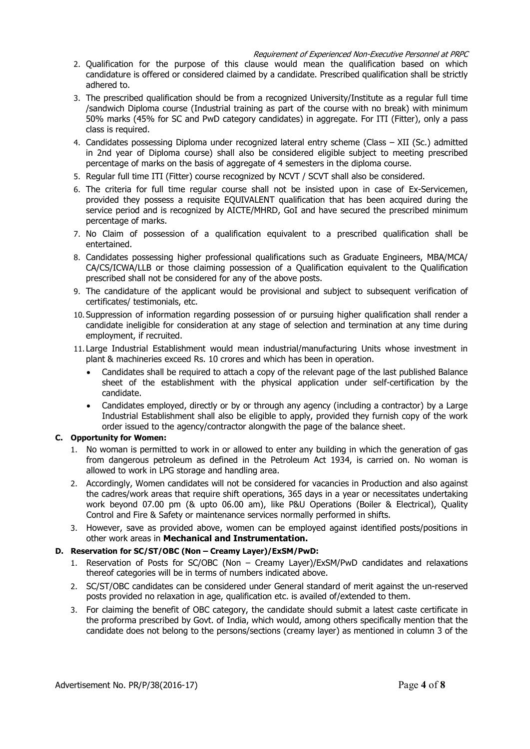2. Qualification for the purpose of this clause would mean the qualification based on which candidature is offered or considered claimed by a candidate. Prescribed qualification shall be strictly adhered to.
3. The prescribed qualification should be from a recognized University/Institute as a regular full time /sandwich Diploma course (Industrial training as part of the course with no break) with minimum 50% marks (45% for SC and PwD category candidates) in aggregate. For ITI (Fitter), only a pass class is required.
4. Candidates possessing Diploma under recognized lateral entry scheme (Class – XII (Sc.) admitted in 2nd year of Diploma course) shall also be considered eligible subject to meeting prescribed percentage of marks on the basis of aggregate of 4 semesters in the diploma course.
5. Regular full time ITI (Fitter) course recognized by NCVT / SCVT shall also be considered.
6. The criteria for full time regular course shall not be insisted upon in case of Ex-Servicemen, provided they possess a requisite EQUIVALENT qualification that has been acquired during the service period and is recognized by AICTE/MHRD, GoI and have secured the prescribed minimum percentage of marks.
7. No Claim of possession of a qualification equivalent to a prescribed qualification shall be entertained.
8. Candidates possessing higher professional qualifications such as Graduate Engineers, MBA/MCA/ CA/CS/ICWA/LLB or those claiming possession of a Qualification equivalent to the Qualification prescribed shall not be considered for any of the above posts.
9. The candidature of the applicant would be provisional and subject to subsequent verification of certificates/ testimonials, etc.
10. Suppression of information regarding possession of or pursuing higher qualification shall render a candidate ineligible for consideration at any stage of selection and termination at any time during employment, if recruited.
11. Large Industrial Establishment would mean industrial/manufacturing Units whose investment in plant & machineries exceed Rs. 10 crores and which has been in operation.
    - Candidates shall be required to attach a copy of the relevant page of the last published Balance sheet of the establishment with the physical application under self-certification by the candidate.
    - Candidates employed, directly or by or through any agency (including a contractor) by a Large Industrial Establishment shall also be eligible to apply, provided they furnish copy of the work order issued to the agency/contractor alongwith the page of the balance sheet.

**C. Opportunity for Women:**

1. No woman is permitted to work in or allowed to enter any building in which the generation of gas from dangerous petroleum as defined in the Petroleum Act 1934, is carried on. No woman is allowed to work in LPG storage and handling area.
2. Accordingly, Women candidates will not be considered for vacancies in Production and also against the cadres/work areas that require shift operations, 365 days in a year or necessitates undertaking work beyond 07.00 pm (& upto 06.00 am), like P&U Operations (Boiler & Electrical), Quality Control and Fire & Safety or maintenance services normally performed in shifts.
3. However, save as provided above, women can be employed against identified posts/positions in other work areas in **Mechanical and Instrumentation.**

**D. Reservation for SC/ST/OBC (Non – Creamy Layer)/ExSM/PwD:**

1. Reservation of Posts for SC/OBC (Non – Creamy Layer)/ExSM/PwD candidates and relaxations thereof categories will be in terms of numbers indicated above.
2. SC/ST/OBC candidates can be considered under General standard of merit against the un-reserved posts provided no relaxation in age, qualification etc. is availed of/extended to them.
3. For claiming the benefit of OBC category, the candidate should submit a latest caste certificate in the proforma prescribed by Govt. of India, which would, among others specifically mention that the candidate does not belong to the persons/sections (creamy layer) as mentioned in column 3 of the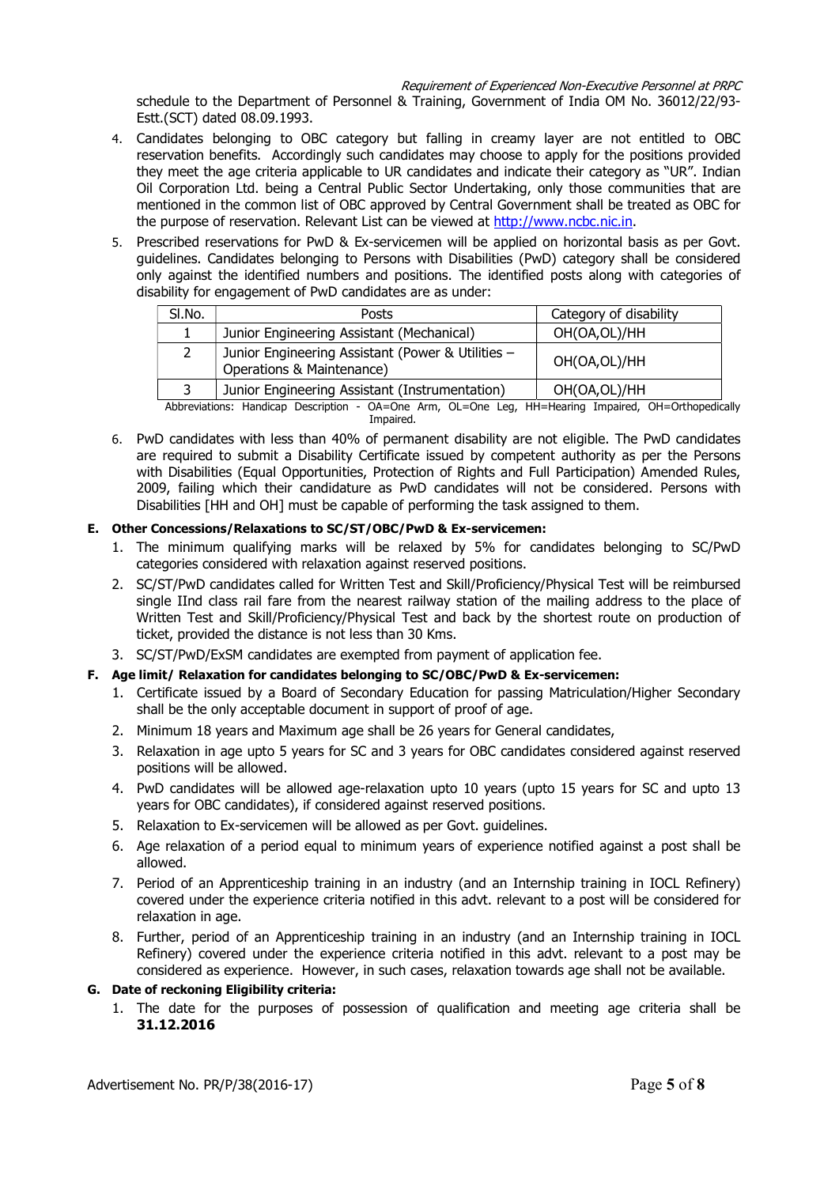schedule to the Department of Personnel & Training, Government of India OM No. 36012/22/93-Estt.(SCT) dated 08.09.1993.

4. Candidates belonging to OBC category but falling in creamy layer are not entitled to OBC reservation benefits. Accordingly such candidates may choose to apply for the positions provided they meet the age criteria applicable to UR candidates and indicate their category as "UR". Indian Oil Corporation Ltd. being a Central Public Sector Undertaking, only those communities that are mentioned in the common list of OBC approved by Central Government shall be treated as OBC for the purpose of reservation. Relevant List can be viewed at http://www.ncbc.nic.in.

5. Prescribed reservations for PwD & Ex-servicemen will be applied on horizontal basis as per Govt. guidelines. Candidates belonging to Persons with Disabilities (PwD) category shall be considered only against the identified numbers and positions. The identified posts along with categories of disability for engagement of PwD candidates are as under:

| Sl.No. | Posts | Category of disability |
|---|---|---|
| 1 | Junior Engineering Assistant (Mechanical) | OH(OA,OL)/HH |
| 2 | Junior Engineering Assistant (Power & Utilities – Operations & Maintenance) | OH(OA,OL)/HH |
| 3 | Junior Engineering Assistant (Instrumentation) | OH(OA,OL)/HH |

Abbreviations: Handicap Description - OA=One Arm, OL=One Leg, HH=Hearing Impaired, OH=Orthopedically Impaired.

6. PwD candidates with less than 40% of permanent disability are not eligible. The PwD candidates are required to submit a Disability Certificate issued by competent authority as per the Persons with Disabilities (Equal Opportunities, Protection of Rights and Full Participation) Amended Rules, 2009, failing which their candidature as PwD candidates will not be considered. Persons with Disabilities [HH and OH] must be capable of performing the task assigned to them.

**E. Other Concessions/Relaxations to SC/ST/OBC/PwD & Ex-servicemen:**

1. The minimum qualifying marks will be relaxed by 5% for candidates belonging to SC/PwD categories considered with relaxation against reserved positions.
2. SC/ST/PwD candidates called for Written Test and Skill/Proficiency/Physical Test will be reimbursed single IInd class rail fare from the nearest railway station of the mailing address to the place of Written Test and Skill/Proficiency/Physical Test and back by the shortest route on production of ticket, provided the distance is not less than 30 Kms.
3. SC/ST/PwD/ExSM candidates are exempted from payment of application fee.

**F. Age limit/ Relaxation for candidates belonging to SC/OBC/PwD & Ex-servicemen:**

1. Certificate issued by a Board of Secondary Education for passing Matriculation/Higher Secondary shall be the only acceptable document in support of proof of age.
2. Minimum 18 years and Maximum age shall be 26 years for General candidates,
3. Relaxation in age upto 5 years for SC and 3 years for OBC candidates considered against reserved positions will be allowed.
4. PwD candidates will be allowed age-relaxation upto 10 years (upto 15 years for SC and upto 13 years for OBC candidates), if considered against reserved positions.
5. Relaxation to Ex-servicemen will be allowed as per Govt. guidelines.
6. Age relaxation of a period equal to minimum years of experience notified against a post shall be allowed.
7. Period of an Apprenticeship training in an industry (and an Internship training in IOCL Refinery) covered under the experience criteria notified in this advt. relevant to a post will be considered for relaxation in age.
8. Further, period of an Apprenticeship training in an industry (and an Internship training in IOCL Refinery) covered under the experience criteria notified in this advt. relevant to a post may be considered as experience. However, in such cases, relaxation towards age shall not be available.

**G. Date of reckoning Eligibility criteria:**

1. The date for the purposes of possession of qualification and meeting age criteria shall be **31.12.2016**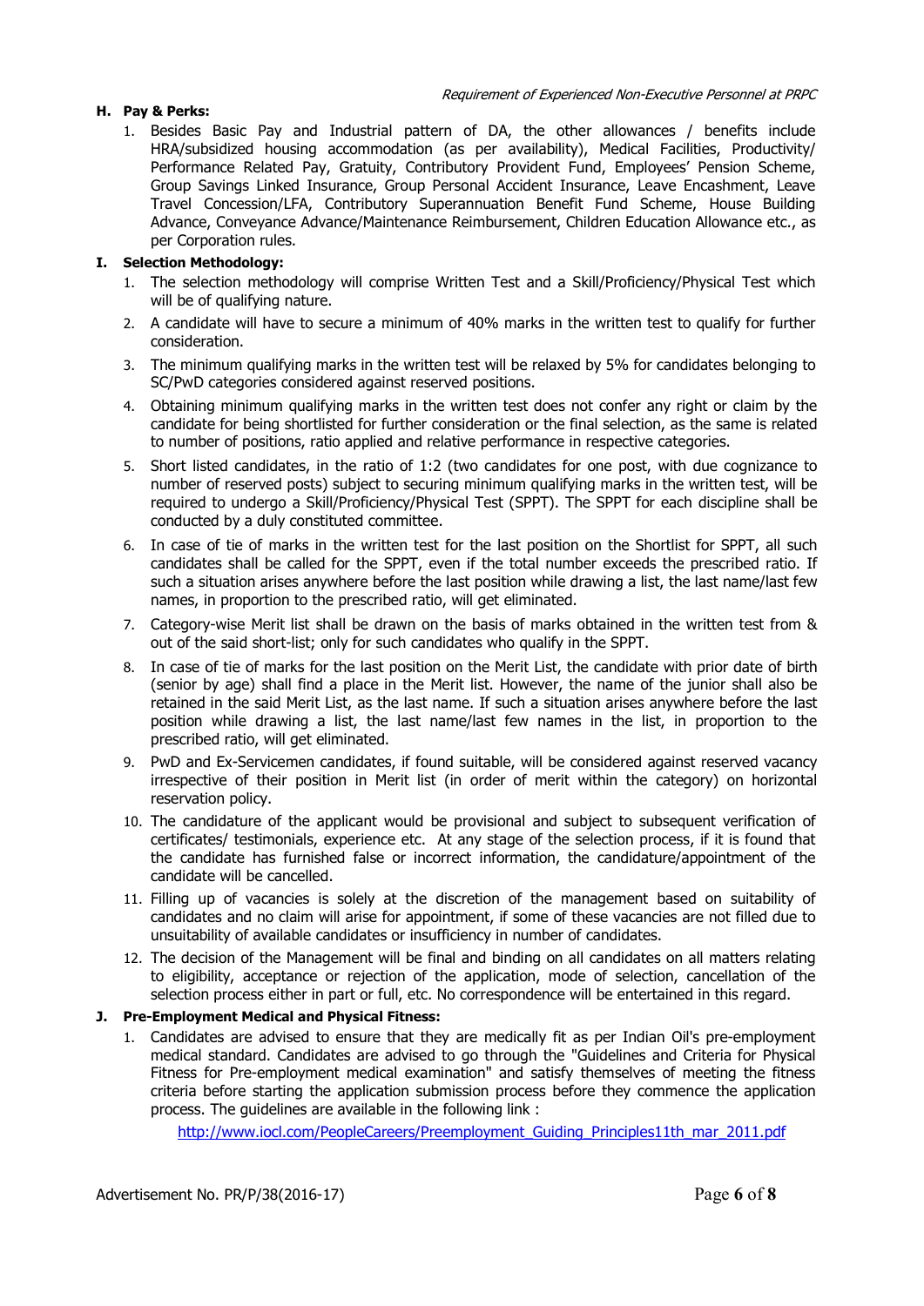**H. Pay & Perks:**

1. Besides Basic Pay and Industrial pattern of DA, the other allowances / benefits include HRA/subsidized housing accommodation (as per availability), Medical Facilities, Productivity/ Performance Related Pay, Gratuity, Contributory Provident Fund, Employees' Pension Scheme, Group Savings Linked Insurance, Group Personal Accident Insurance, Leave Encashment, Leave Travel Concession/LFA, Contributory Superannuation Benefit Fund Scheme, House Building Advance, Conveyance Advance/Maintenance Reimbursement, Children Education Allowance etc., as per Corporation rules.

**I. Selection Methodology:**

1. The selection methodology will comprise Written Test and a Skill/Proficiency/Physical Test which will be of qualifying nature.
2. A candidate will have to secure a minimum of 40% marks in the written test to qualify for further consideration.
3. The minimum qualifying marks in the written test will be relaxed by 5% for candidates belonging to SC/PwD categories considered against reserved positions.
4. Obtaining minimum qualifying marks in the written test does not confer any right or claim by the candidate for being shortlisted for further consideration or the final selection, as the same is related to number of positions, ratio applied and relative performance in respective categories.
5. Short listed candidates, in the ratio of 1:2 (two candidates for one post, with due cognizance to number of reserved posts) subject to securing minimum qualifying marks in the written test, will be required to undergo a Skill/Proficiency/Physical Test (SPPT). The SPPT for each discipline shall be conducted by a duly constituted committee.
6. In case of tie of marks in the written test for the last position on the Shortlist for SPPT, all such candidates shall be called for the SPPT, even if the total number exceeds the prescribed ratio. If such a situation arises anywhere before the last position while drawing a list, the last name/last few names, in proportion to the prescribed ratio, will get eliminated.
7. Category-wise Merit list shall be drawn on the basis of marks obtained in the written test from & out of the said short-list; only for such candidates who qualify in the SPPT.
8. In case of tie of marks for the last position on the Merit List, the candidate with prior date of birth (senior by age) shall find a place in the Merit list. However, the name of the junior shall also be retained in the said Merit List, as the last name. If such a situation arises anywhere before the last position while drawing a list, the last name/last few names in the list, in proportion to the prescribed ratio, will get eliminated.
9. PwD and Ex-Servicemen candidates, if found suitable, will be considered against reserved vacancy irrespective of their position in Merit list (in order of merit within the category) on horizontal reservation policy.
10. The candidature of the applicant would be provisional and subject to subsequent verification of certificates/ testimonials, experience etc. At any stage of the selection process, if it is found that the candidate has furnished false or incorrect information, the candidature/appointment of the candidate will be cancelled.
11. Filling up of vacancies is solely at the discretion of the management based on suitability of candidates and no claim will arise for appointment, if some of these vacancies are not filled due to unsuitability of available candidates or insufficiency in number of candidates.
12. The decision of the Management will be final and binding on all candidates on all matters relating to eligibility, acceptance or rejection of the application, mode of selection, cancellation of the selection process either in part or full, etc. No correspondence will be entertained in this regard.

**J. Pre-Employment Medical and Physical Fitness:**

1. Candidates are advised to ensure that they are medically fit as per Indian Oil's pre-employment medical standard. Candidates are advised to go through the "Guidelines and Criteria for Physical Fitness for Pre-employment medical examination" and satisfy themselves of meeting the fitness criteria before starting the application submission process before they commence the application process. The guidelines are available in the following link :

   http://www.iocl.com/PeopleCareers/Preemployment_Guiding_Principles11th_mar_2011.pdf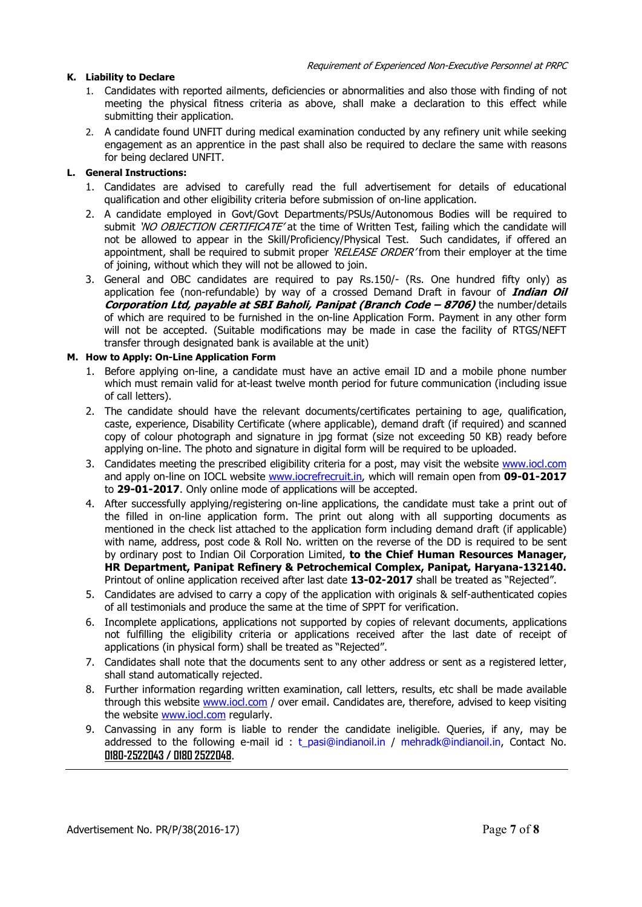## K. Liability to Declare

1. Candidates with reported ailments, deficiencies or abnormalities and also those with finding of not meeting the physical fitness criteria as above, shall make a declaration to this effect while submitting their application.
2. A candidate found UNFIT during medical examination conducted by any refinery unit while seeking engagement as an apprentice in the past shall also be required to declare the same with reasons for being declared UNFIT.

## L. General Instructions:

1. Candidates are advised to carefully read the full advertisement for details of educational qualification and other eligibility criteria before submission of on-line application.
2. A candidate employed in Govt/Govt Departments/PSUs/Autonomous Bodies will be required to submit *'NO OBJECTION CERTIFICATE'* at the time of Written Test, failing which the candidate will not be allowed to appear in the Skill/Proficiency/Physical Test. Such candidates, if offered an appointment, shall be required to submit proper *'RELEASE ORDER'* from their employer at the time of joining, without which they will not be allowed to join.
3. General and OBC candidates are required to pay Rs.150/- (Rs. One hundred fifty only) as application fee (non-refundable) by way of a crossed Demand Draft in favour of ***Indian Oil Corporation Ltd, payable at SBI Baholi, Panipat (Branch Code – 8706)*** the number/details of which are required to be furnished in the on-line Application Form. Payment in any other form will not be accepted. (Suitable modifications may be made in case the facility of RTGS/NEFT transfer through designated bank is available at the unit)

## M. How to Apply: On-Line Application Form

1. Before applying on-line, a candidate must have an active email ID and a mobile phone number which must remain valid for at-least twelve month period for future communication (including issue of call letters).
2. The candidate should have the relevant documents/certificates pertaining to age, qualification, caste, experience, Disability Certificate (where applicable), demand draft (if required) and scanned copy of colour photograph and signature in jpg format (size not exceeding 50 KB) ready before applying on-line. The photo and signature in digital form will be required to be uploaded.
3. Candidates meeting the prescribed eligibility criteria for a post, may visit the website www.iocl.com and apply on-line on IOCL website www.iocrefrecruit.in, which will remain open from **09-01-2017** to **29-01-2017**. Only online mode of applications will be accepted.
4. After successfully applying/registering on-line applications, the candidate must take a print out of the filled in on-line application form. The print out along with all supporting documents as mentioned in the check list attached to the application form including demand draft (if applicable) with name, address, post code & Roll No. written on the reverse of the DD is required to be sent by ordinary post to Indian Oil Corporation Limited, **to the Chief Human Resources Manager, HR Department, Panipat Refinery & Petrochemical Complex, Panipat, Haryana-132140.** Printout of online application received after last date **13-02-2017** shall be treated as "Rejected".
5. Candidates are advised to carry a copy of the application with originals & self-authenticated copies of all testimonials and produce the same at the time of SPPT for verification.
6. Incomplete applications, applications not supported by copies of relevant documents, applications not fulfilling the eligibility criteria or applications received after the last date of receipt of applications (in physical form) shall be treated as "Rejected".
7. Candidates shall note that the documents sent to any other address or sent as a registered letter, shall stand automatically rejected.
8. Further information regarding written examination, call letters, results, etc shall be made available through this website www.iocl.com / over email. Candidates are, therefore, advised to keep visiting the website www.iocl.com regularly.
9. Canvassing in any form is liable to render the candidate ineligible. Queries, if any, may be addressed to the following e-mail id : t_pasi@indianoil.in / mehradk@indianoil.in, Contact No. **0180-2522043 / 0180 2522048**.

Advertisement No. PR/P/38(2016-17)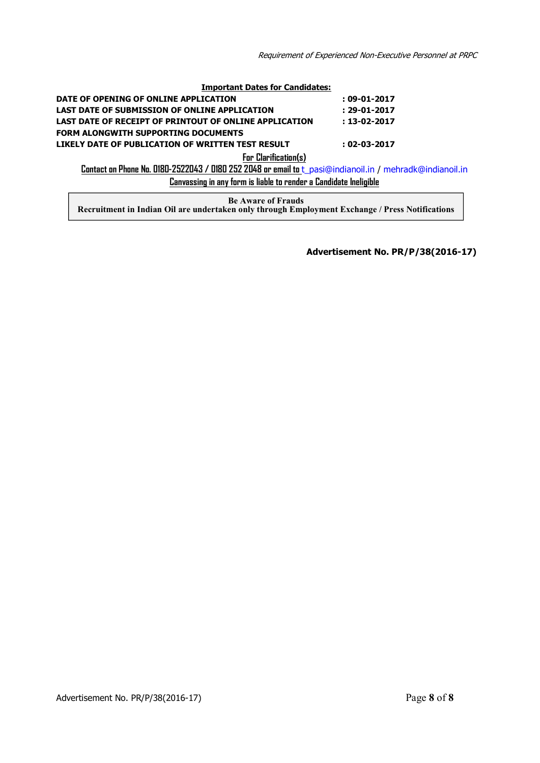**Important Dates for Candidates:**

| | |
|---|---|
| **DATE OF OPENING OF ONLINE APPLICATION** | **: 09-01-2017** |
| **LAST DATE OF SUBMISSION OF ONLINE APPLICATION** | **: 29-01-2017** |
| **LAST DATE OF RECEIPT OF PRINTOUT OF ONLINE APPLICATION FORM ALONGWITH SUPPORTING DOCUMENTS** | **: 13-02-2017** |
| **LIKELY DATE OF PUBLICATION OF WRITTEN TEST RESULT** | **: 02-03-2017** |

**For Clarification(s)**

**Contact on Phone No. 0180-2522043 / 0180 252 2048 or email to** t_pasi@indianoil.in / mehradk@indianoil.in

**Canvassing in any form is liable to render a Candidate Ineligible**

**Be Aware of Frauds**
**Recruitment in Indian Oil are undertaken only through Employment Exchange / Press Notifications**

**Advertisement No. PR/P/38(2016-17)**